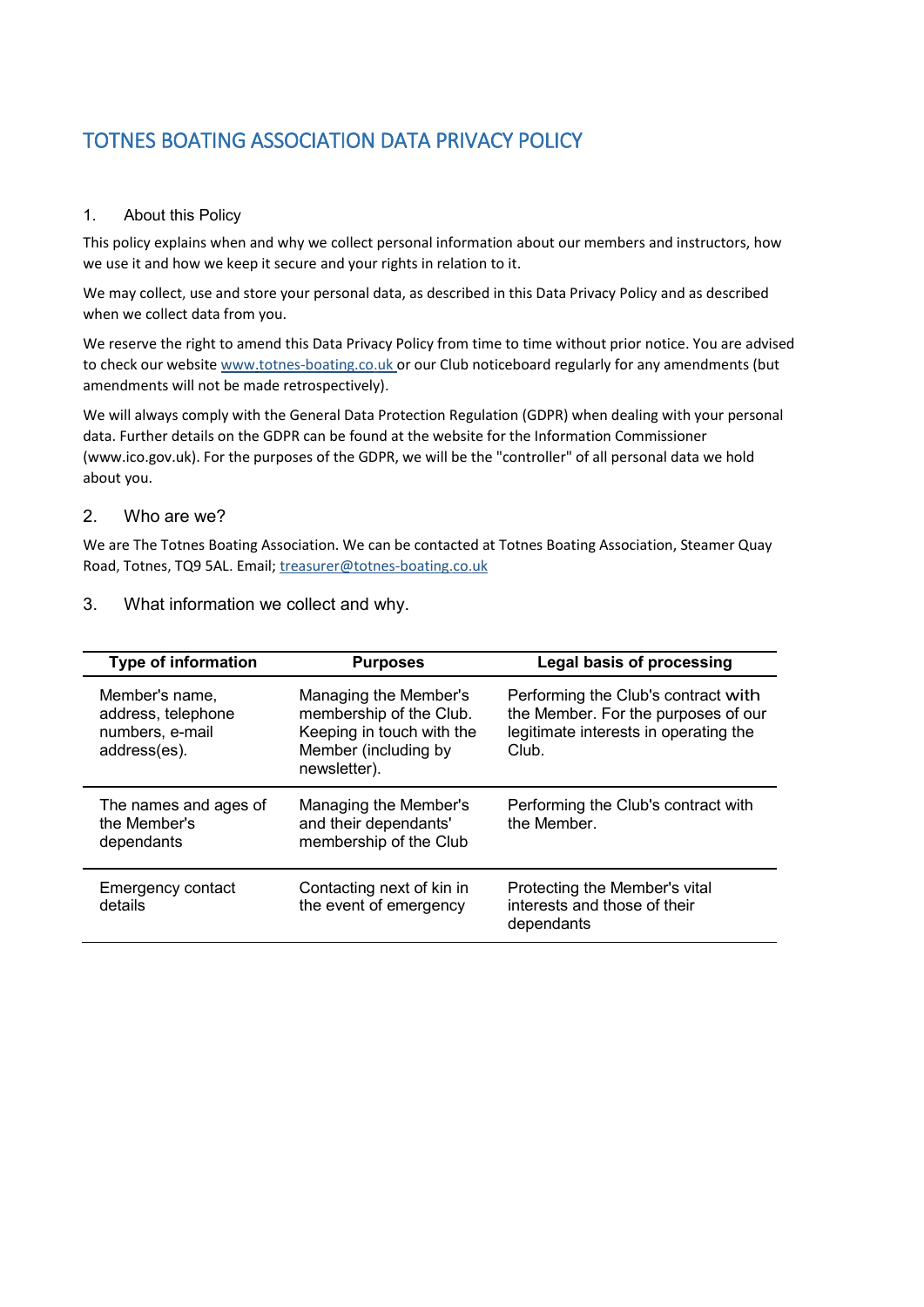# TOTNES BOATING ASSOCIATION DATA PRIVACY POLICY

## 1. About this Policy

This policy explains when and why we collect personal information about our members and instructors, how we use it and how we keep it secure and your rights in relation to it.

We may collect, use and store your personal data, as described in this Data Privacy Policy and as described when we collect data from you.

We reserve the right to amend this Data Privacy Policy from time to time without prior notice. You are advised to check our website www.totnes-boating.co.uk or our Club noticeboard regularly for any amendments (but amendments will not be made retrospectively).

We will always comply with the General Data Protection Regulation (GDPR) when dealing with your personal data. Further details on the GDPR can be found at the website for the Information Commissioner (www.ico.gov.uk). For the purposes of the GDPR, we will be the "controller" of all personal data we hold about you.

## 2. Who are we?

We are The Totnes Boating Association. We can be contacted at Totnes Boating Association, Steamer Quay Road, Totnes, TQ9 5AL. Email; treasurer@totnes-boating.co.uk

## 3. What information we collect and why.

| Type of information | Purposes | Legal basis of processing |
|---|---|---|
| Member's name, address, telephone numbers, e-mail address(es). | Managing the Member's membership of the Club. Keeping in touch with the Member (including by newsletter). | Performing the Club's contract with the Member. For the purposes of our legitimate interests in operating the Club. |
| The names and ages of the Member's dependants | Managing the Member's and their dependants' membership of the Club | Performing the Club's contract with the Member. |
| Emergency contact details | Contacting next of kin in the event of emergency | Protecting the Member's vital interests and those of their dependants |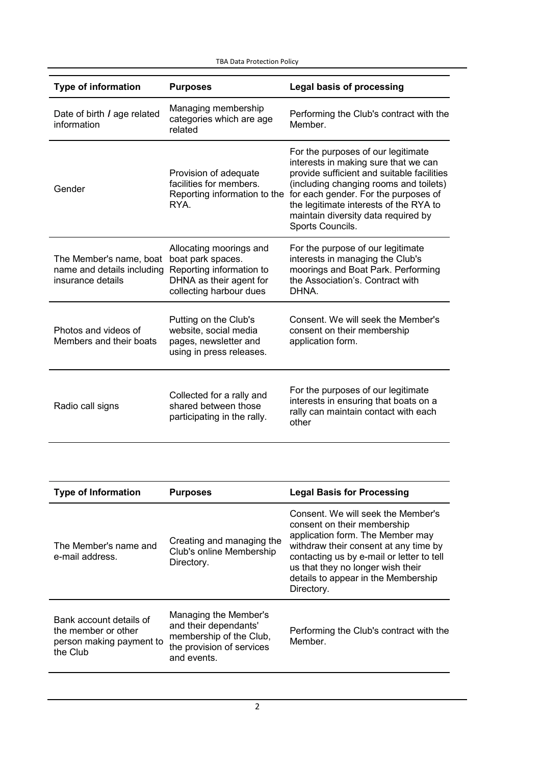| Type of information | Purposes | Legal basis of processing |
|---|---|---|
| Date of birth / age related information | Managing membership categories which are age related | Performing the Club's contract with the Member. |
| Gender | Provision of adequate facilities for members. Reporting information to the RYA. | For the purposes of our legitimate interests in making sure that we can provide sufficient and suitable facilities (including changing rooms and toilets) for each gender. For the purposes of the legitimate interests of the RYA to maintain diversity data required by Sports Councils. |
| The Member's name, boat name and details including insurance details | Allocating moorings and boat park spaces. Reporting information to DHNA as their agent for collecting harbour dues | For the purpose of our legitimate interests in managing the Club's moorings and Boat Park. Performing the Association's. Contract with DHNA. |
| Photos and videos of Members and their boats | Putting on the Club's website, social media pages, newsletter and using in press releases. | Consent. We will seek the Member's consent on their membership application form. |
| Radio call signs | Collected for a rally and shared between those participating in the rally. | For the purposes of our legitimate interests in ensuring that boats on a rally can maintain contact with each other |

| Type of Information | Purposes | Legal Basis for Processing |
|---|---|---|
| The Member's name and e-mail address. | Creating and managing the Club's online Membership Directory. | Consent. We will seek the Member's consent on their membership application form. The Member may withdraw their consent at any time by contacting us by e-mail or letter to tell us that they no longer wish their details to appear in the Membership Directory. |
| Bank account details of the member or other person making payment to the Club | Managing the Member's and their dependants' membership of the Club, the provision of services and events. | Performing the Club's contract with the Member. |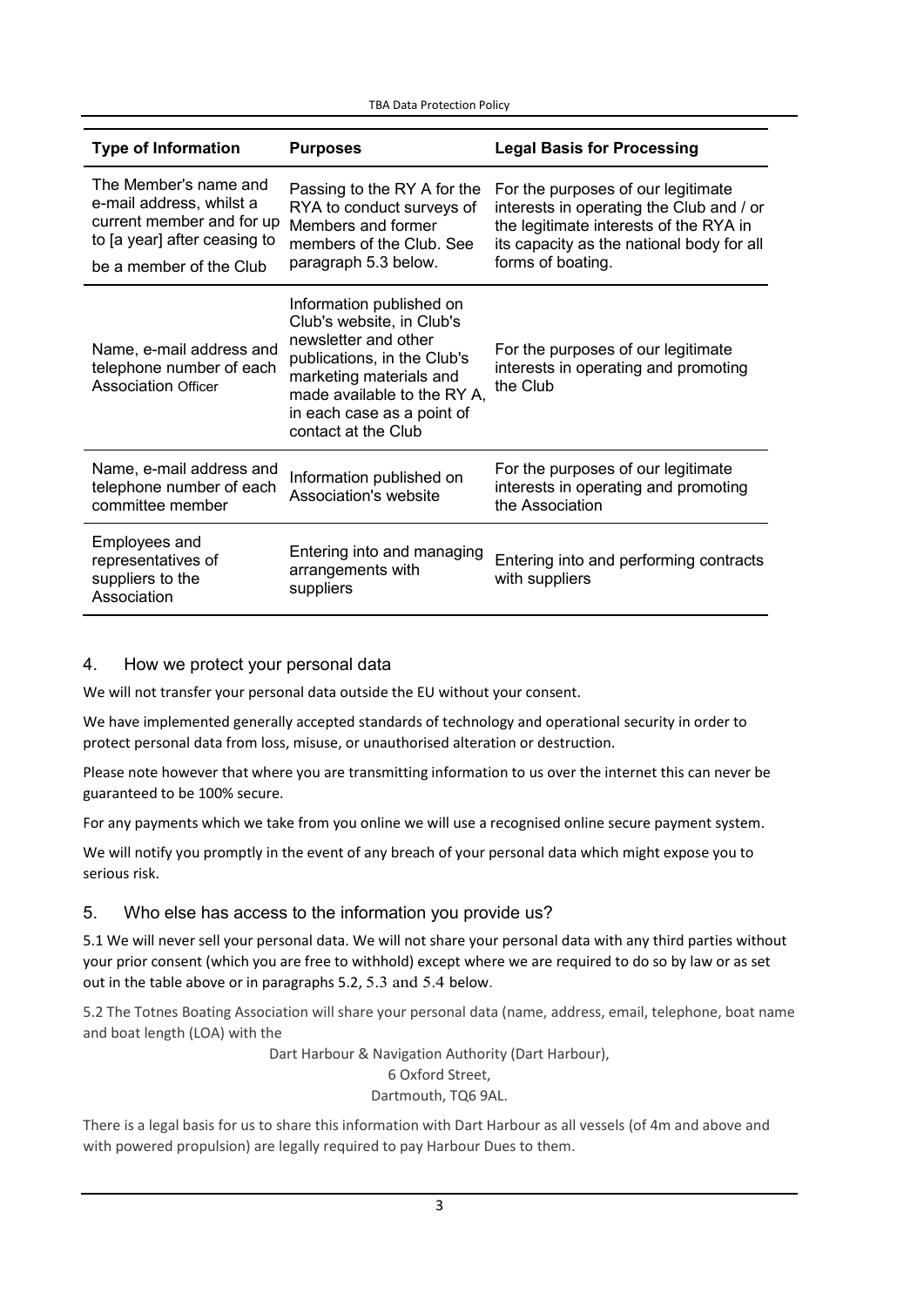| Type of Information | Purposes | Legal Basis for Processing |
| --- | --- | --- |
| The Member's name and e-mail address, whilst a current member and for up to [a year] after ceasing to be a member of the Club | Passing to the RY A for the RYA to conduct surveys of Members and former members of the Club. See paragraph 5.3 below. | For the purposes of our legitimate interests in operating the Club and / or the legitimate interests of the RYA in its capacity as the national body for all forms of boating. |
| Name, e-mail address and telephone number of each Association Officer | Information published on Club's website, in Club's newsletter and other publications, in the Club's marketing materials and made available to the RY A, in each case as a point of contact at the Club | For the purposes of our legitimate interests in operating and promoting the Club |
| Name, e-mail address and telephone number of each committee member | Information published on Association's website | For the purposes of our legitimate interests in operating and promoting the Association |
| Employees and representatives of suppliers to the Association | Entering into and managing arrangements with suppliers | Entering into and performing contracts with suppliers |

## 4. How we protect your personal data

We will not transfer your personal data outside the EU without your consent.

We have implemented generally accepted standards of technology and operational security in order to protect personal data from loss, misuse, or unauthorised alteration or destruction.

Please note however that where you are transmitting information to us over the internet this can never be guaranteed to be 100% secure.

For any payments which we take from you online we will use a recognised online secure payment system.

We will notify you promptly in the event of any breach of your personal data which might expose you to serious risk.

## 5. Who else has access to the information you provide us?

5.1 We will never sell your personal data. We will not share your personal data with any third parties without your prior consent (which you are free to withhold) except where we are required to do so by law or as set out in the table above or in paragraphs 5.2, 5.3 and 5.4 below.

5.2 The Totnes Boating Association will share your personal data (name, address, email, telephone, boat name and boat length (LOA) with the

Dart Harbour & Navigation Authority (Dart Harbour),
6 Oxford Street,
Dartmouth, TQ6 9AL.

There is a legal basis for us to share this information with Dart Harbour as all vessels (of 4m and above and with powered propulsion) are legally required to pay Harbour Dues to them.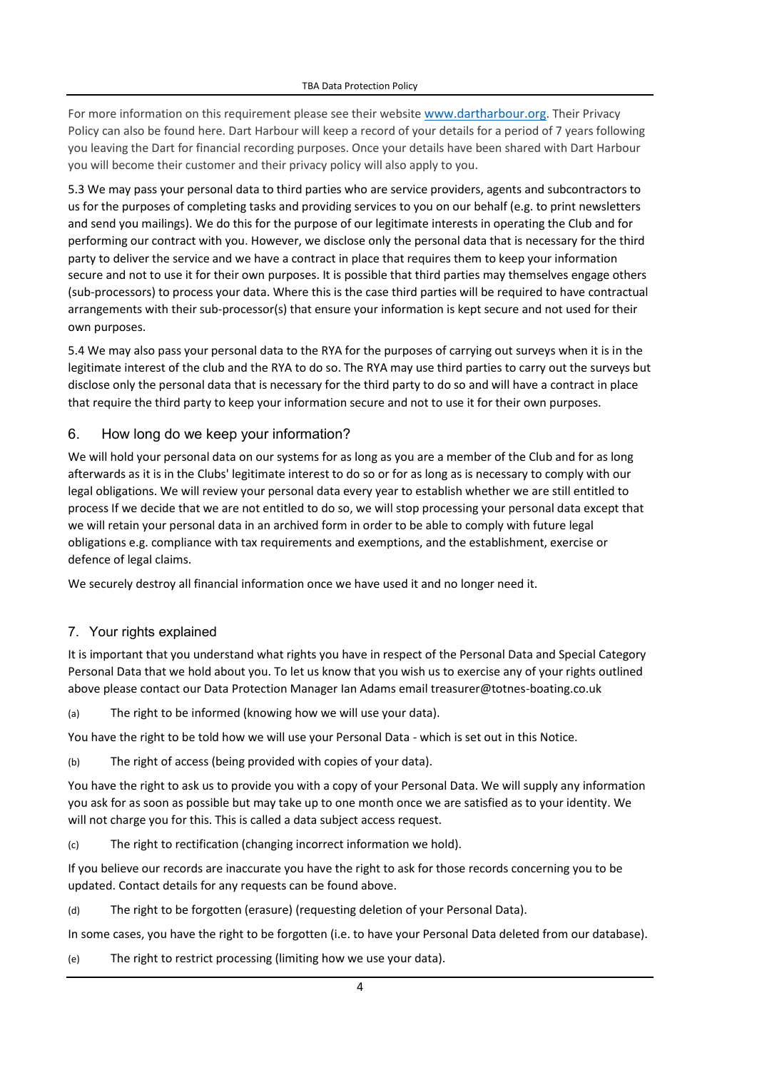For more information on this requirement please see their website [www.dartharbour.org](www.dartharbour.org). Their Privacy Policy can also be found here. Dart Harbour will keep a record of your details for a period of 7 years following you leaving the Dart for financial recording purposes. Once your details have been shared with Dart Harbour you will become their customer and their privacy policy will also apply to you.

5.3 We may pass your personal data to third parties who are service providers, agents and subcontractors to us for the purposes of completing tasks and providing services to you on our behalf (e.g. to print newsletters and send you mailings). We do this for the purpose of our legitimate interests in operating the Club and for performing our contract with you. However, we disclose only the personal data that is necessary for the third party to deliver the service and we have a contract in place that requires them to keep your information secure and not to use it for their own purposes. It is possible that third parties may themselves engage others (sub-processors) to process your data. Where this is the case third parties will be required to have contractual arrangements with their sub-processor(s) that ensure your information is kept secure and not used for their own purposes.

5.4 We may also pass your personal data to the RYA for the purposes of carrying out surveys when it is in the legitimate interest of the club and the RYA to do so. The RYA may use third parties to carry out the surveys but disclose only the personal data that is necessary for the third party to do so and will have a contract in place that require the third party to keep your information secure and not to use it for their own purposes.

## 6. How long do we keep your information?

We will hold your personal data on our systems for as long as you are a member of the Club and for as long afterwards as it is in the Clubs' legitimate interest to do so or for as long as is necessary to comply with our legal obligations. We will review your personal data every year to establish whether we are still entitled to process If we decide that we are not entitled to do so, we will stop processing your personal data except that we will retain your personal data in an archived form in order to be able to comply with future legal obligations e.g. compliance with tax requirements and exemptions, and the establishment, exercise or defence of legal claims.

We securely destroy all financial information once we have used it and no longer need it.

## 7. Your rights explained

It is important that you understand what rights you have in respect of the Personal Data and Special Category Personal Data that we hold about you. To let us know that you wish us to exercise any of your rights outlined above please contact our Data Protection Manager Ian Adams email treasurer@totnes-boating.co.uk

(a) The right to be informed (knowing how we will use your data).

You have the right to be told how we will use your Personal Data - which is set out in this Notice.

(b) The right of access (being provided with copies of your data).

You have the right to ask us to provide you with a copy of your Personal Data. We will supply any information you ask for as soon as possible but may take up to one month once we are satisfied as to your identity. We will not charge you for this. This is called a data subject access request.

(c) The right to rectification (changing incorrect information we hold).

If you believe our records are inaccurate you have the right to ask for those records concerning you to be updated. Contact details for any requests can be found above.

(d) The right to be forgotten (erasure) (requesting deletion of your Personal Data).

In some cases, you have the right to be forgotten (i.e. to have your Personal Data deleted from our database).

(e) The right to restrict processing (limiting how we use your data).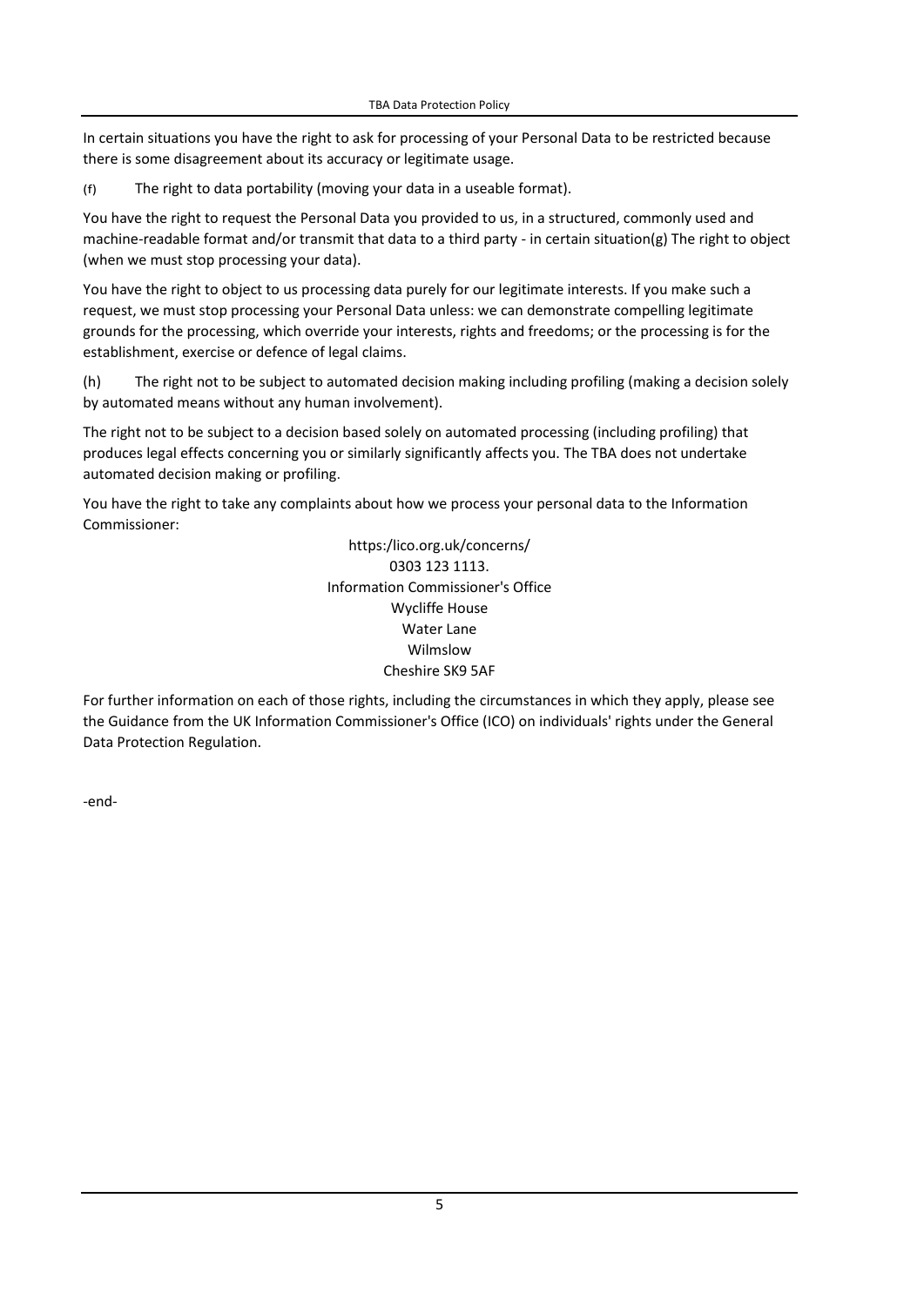In certain situations you have the right to ask for processing of your Personal Data to be restricted because there is some disagreement about its accuracy or legitimate usage.

(f) The right to data portability (moving your data in a useable format).

You have the right to request the Personal Data you provided to us, in a structured, commonly used and machine-readable format and/or transmit that data to a third party - in certain situation(g) The right to object (when we must stop processing your data).

You have the right to object to us processing data purely for our legitimate interests. If you make such a request, we must stop processing your Personal Data unless: we can demonstrate compelling legitimate grounds for the processing, which override your interests, rights and freedoms; or the processing is for the establishment, exercise or defence of legal claims.

(h) The right not to be subject to automated decision making including profiling (making a decision solely by automated means without any human involvement).

The right not to be subject to a decision based solely on automated processing (including profiling) that produces legal effects concerning you or similarly significantly affects you. The TBA does not undertake automated decision making or profiling.

You have the right to take any complaints about how we process your personal data to the Information Commissioner:

https:/ico.org.uk/concerns/
0303 123 1113.
Information Commissioner's Office
Wycliffe House
Water Lane
Wilmslow
Cheshire SK9 5AF

For further information on each of those rights, including the circumstances in which they apply, please see the Guidance from the UK Information Commissioner's Office (ICO) on individuals' rights under the General Data Protection Regulation.

-end-